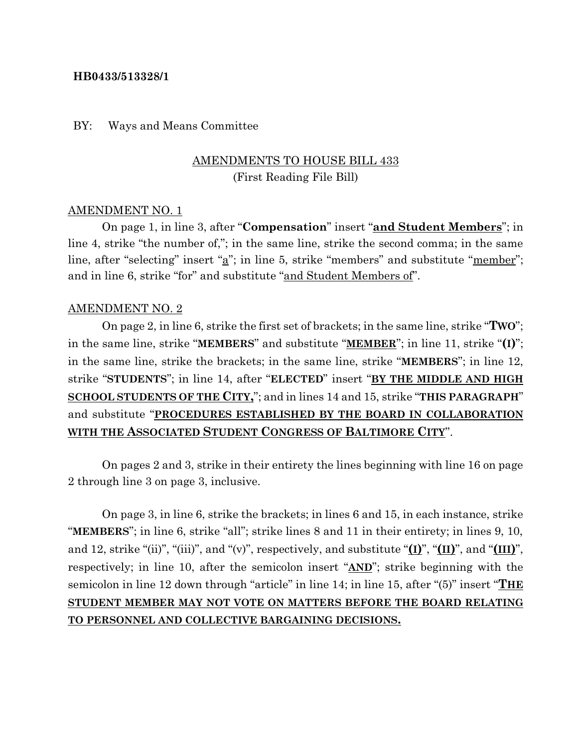**HB0433/513328/1**

BY: Ways and Means Committee

<u>AMENDMENTS TO HOUSE BILL 433</u>
(First Reading File Bill)

<u>AMENDMENT NO. 1</u>

On page 1, in line 3, after "**Compensation**" insert "<u>**and Student Members**</u>"; in line 4, strike "the number of,"; in the same line, strike the second comma; in the same line, after "selecting" insert "<u>a</u>"; in line 5, strike "members" and substitute "<u>member</u>"; and in line 6, strike "for" and substitute "<u>and Student Members of</u>".

<u>AMENDMENT NO. 2</u>

On page 2, in line 6, strike the first set of brackets; in the same line, strike "**TWO**"; in the same line, strike "**MEMBERS**" and substitute "<u>**MEMBER**</u>"; in line 11, strike "**(I)**"; in the same line, strike the brackets; in the same line, strike "**MEMBERS**"; in line 12, strike "**STUDENTS**"; in line 14, after "**ELECTED**" insert "<u>**BY THE MIDDLE AND HIGH SCHOOL STUDENTS OF THE CITY,**</u>"; and in lines 14 and 15, strike "**THIS PARAGRAPH**" and substitute "<u>**PROCEDURES ESTABLISHED BY THE BOARD IN COLLABORATION WITH THE ASSOCIATED STUDENT CONGRESS OF BALTIMORE CITY**</u>".

On pages 2 and 3, strike in their entirety the lines beginning with line 16 on page 2 through line 3 on page 3, inclusive.

On page 3, in line 6, strike the brackets; in lines 6 and 15, in each instance, strike "**MEMBERS**"; in line 6, strike "all"; strike lines 8 and 11 in their entirety; in lines 9, 10, and 12, strike "(ii)", "(iii)", and "(v)", respectively, and substitute "<u>**(I)**</u>", "<u>**(II)**</u>", and "<u>**(III)**</u>", respectively; in line 10, after the semicolon insert "<u>**AND**</u>"; strike beginning with the semicolon in line 12 down through "article" in line 14; in line 15, after "(5)" insert "<u>**THE STUDENT MEMBER MAY NOT VOTE ON MATTERS BEFORE THE BOARD RELATING TO PERSONNEL AND COLLECTIVE BARGAINING DECISIONS.**</u>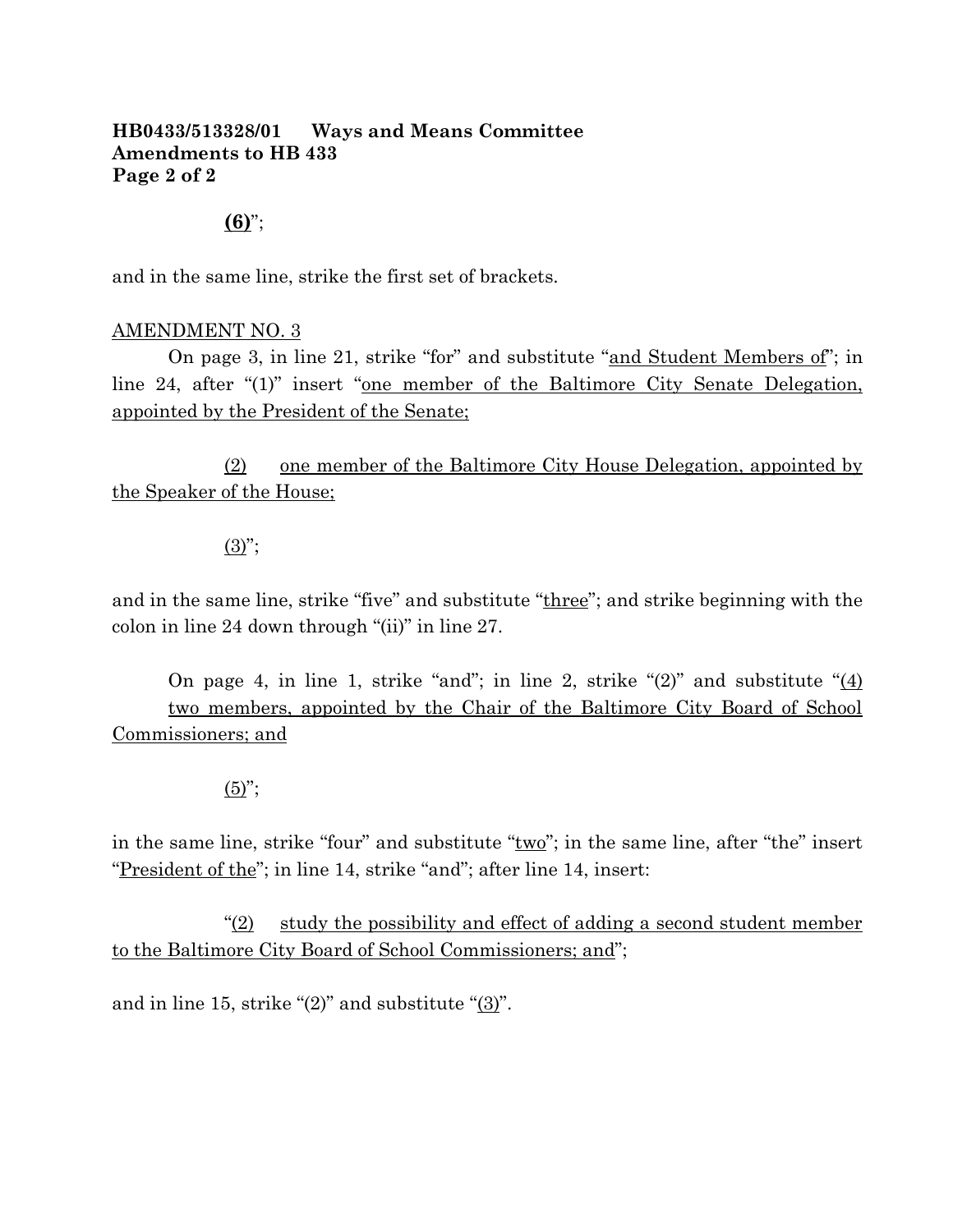**(6)**";

and in the same line, strike the first set of brackets.

AMENDMENT NO. 3

On page 3, in line 21, strike "for" and substitute "and Student Members of"; in line 24, after "(1)" insert "one member of the Baltimore City Senate Delegation, appointed by the President of the Senate;

(2) one member of the Baltimore City House Delegation, appointed by the Speaker of the House;

(3)";

and in the same line, strike "five" and substitute "three"; and strike beginning with the colon in line 24 down through "(ii)" in line 27.

On page 4, in line 1, strike "and"; in line 2, strike "(2)" and substitute "(4) two members, appointed by the Chair of the Baltimore City Board of School Commissioners; and

(5)";

in the same line, strike "four" and substitute "two"; in the same line, after "the" insert "President of the"; in line 14, strike "and"; after line 14, insert:

"(2) study the possibility and effect of adding a second student member to the Baltimore City Board of School Commissioners; and";

and in line 15, strike "(2)" and substitute "(3)".